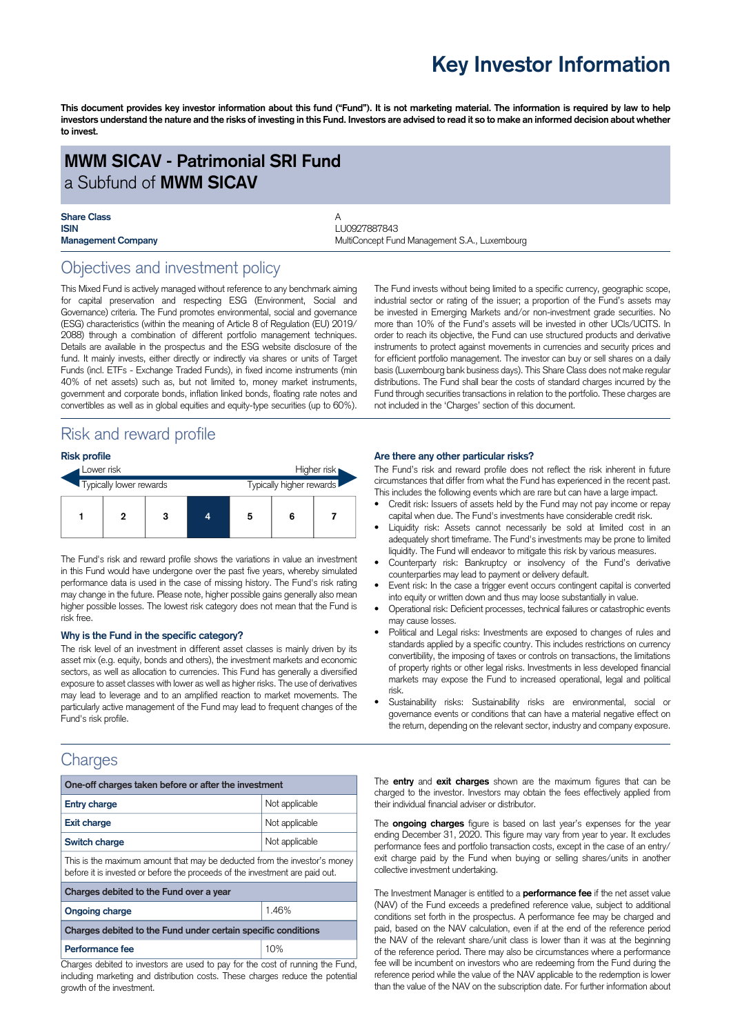# Key Investor Information

**This document provides key investor information about this fund ("Fund"). It is not marketing material. The information is required by law to help investors understand the nature and the risks of investing in this Fund. Investors are advised to read it so to make an informed decision about whether to invest.**

## MWM SICAV - Patrimonial SRI Fund
a Subfund of **MWM SICAV**

| | |
|---|---|
| **Share Class** | A |
| **ISIN** | LU0927887843 |
| **Management Company** | MultiConcept Fund Management S.A., Luxembourg |

## Objectives and investment policy

This Mixed Fund is actively managed without reference to any benchmark aiming for capital preservation and respecting ESG (Environment, Social and Governance) criteria. The Fund promotes environmental, social and governance (ESG) characteristics (within the meaning of Article 8 of Regulation (EU) 2019/ 2088) through a combination of different portfolio management techniques. Details are available in the prospectus and the ESG website disclosure of the fund. It mainly invests, either directly or indirectly via shares or units of Target Funds (incl. ETFs - Exchange Traded Funds), in fixed income instruments (min 40% of net assets) such as, but not limited to, money market instruments, government and corporate bonds, inflation linked bonds, floating rate notes and convertibles as well as in global equities and equity-type securities (up to 60%).

The Fund invests without being limited to a specific currency, geographic scope, industrial sector or rating of the issuer; a proportion of the Fund's assets may be invested in Emerging Markets and/or non-investment grade securities. No more than 10% of the Fund's assets will be invested in other UCIs/UCITS. In order to reach its objective, the Fund can use structured products and derivative instruments to protect against movements in currencies and security prices and for efficient portfolio management. The investor can buy or sell shares on a daily basis (Luxembourg bank business days). This Share Class does not make regular distributions. The Fund shall bear the costs of standard charges incurred by the Fund through securities transactions in relation to the portfolio. These charges are not included in the 'Charges' section of this document.

## Risk and reward profile

### Risk profile

Lower risk — Higher risk

Typically lower rewards — Typically higher rewards

| 1 | 2 | 3 | **4** | 5 | 6 | 7 |
|---|---|---|---|---|---|---|

The Fund's risk and reward profile shows the variations in value an investment in this Fund would have undergone over the past five years, whereby simulated performance data is used in the case of missing history. The Fund's risk rating may change in the future. Please note, higher possible gains generally also mean higher possible losses. The lowest risk category does not mean that the Fund is risk free.

### Why is the Fund in the specific category?

The risk level of an investment in different asset classes is mainly driven by its asset mix (e.g. equity, bonds and others), the investment markets and economic sectors, as well as allocation to currencies. This Fund has generally a diversified exposure to asset classes with lower as well as higher risks. The use of derivatives may lead to leverage and to an amplified reaction to market movements. The particularly active management of the Fund may lead to frequent changes of the Fund's risk profile.

### Are there any other particular risks?

The Fund's risk and reward profile does not reflect the risk inherent in future circumstances that differ from what the Fund has experienced in the recent past. This includes the following events which are rare but can have a large impact.

- Credit risk: Issuers of assets held by the Fund may not pay income or repay capital when due. The Fund's investments have considerable credit risk.
- Liquidity risk: Assets cannot necessarily be sold at limited cost in an adequately short timeframe. The Fund's investments may be prone to limited liquidity. The Fund will endeavor to mitigate this risk by various measures.
- Counterparty risk: Bankruptcy or insolvency of the Fund's derivative counterparties may lead to payment or delivery default.
- Event risk: In the case a trigger event occurs contingent capital is converted into equity or written down and thus may loose substantially in value.
- Operational risk: Deficient processes, technical failures or catastrophic events may cause losses.
- Political and Legal risks: Investments are exposed to changes of rules and standards applied by a specific country. This includes restrictions on currency convertibility, the imposing of taxes or controls on transactions, the limitations of property rights or other legal risks. Investments in less developed financial markets may expose the Fund to increased operational, legal and political risk.
- Sustainability risks: Sustainability risks are environmental, social or governance events or conditions that can have a material negative effect on the return, depending on the relevant sector, industry and company exposure.

## Charges

| One-off charges taken before or after the investment | |
|---|---|
| **Entry charge** | Not applicable |
| **Exit charge** | Not applicable |
| **Switch charge** | Not applicable |
| This is the maximum amount that may be deducted from the investor's money before it is invested or before the proceeds of the investment are paid out. | |
| **Charges debited to the Fund over a year** | |
| **Ongoing charge** | 1.46% |
| **Charges debited to the Fund under certain specific conditions** | |
| **Performance fee** | 10% |

Charges debited to investors are used to pay for the cost of running the Fund, including marketing and distribution costs. These charges reduce the potential growth of the investment.

The **entry** and **exit charges** shown are the maximum figures that can be charged to the investor. Investors may obtain the fees effectively applied from their individual financial adviser or distributor.

The **ongoing charges** figure is based on last year's expenses for the year ending December 31, 2020. This figure may vary from year to year. It excludes performance fees and portfolio transaction costs, except in the case of an entry/ exit charge paid by the Fund when buying or selling shares/units in another collective investment undertaking.

The Investment Manager is entitled to a **performance fee** if the net asset value (NAV) of the Fund exceeds a predefined reference value, subject to additional conditions set forth in the prospectus. A performance fee may be charged and paid, based on the NAV calculation, even if at the end of the reference period the NAV of the relevant share/unit class is lower than it was at the beginning of the reference period. There may also be circumstances where a performance fee will be incumbent on investors who are redeeming from the Fund during the reference period while the value of the NAV applicable to the redemption is lower than the value of the NAV on the subscription date. For further information about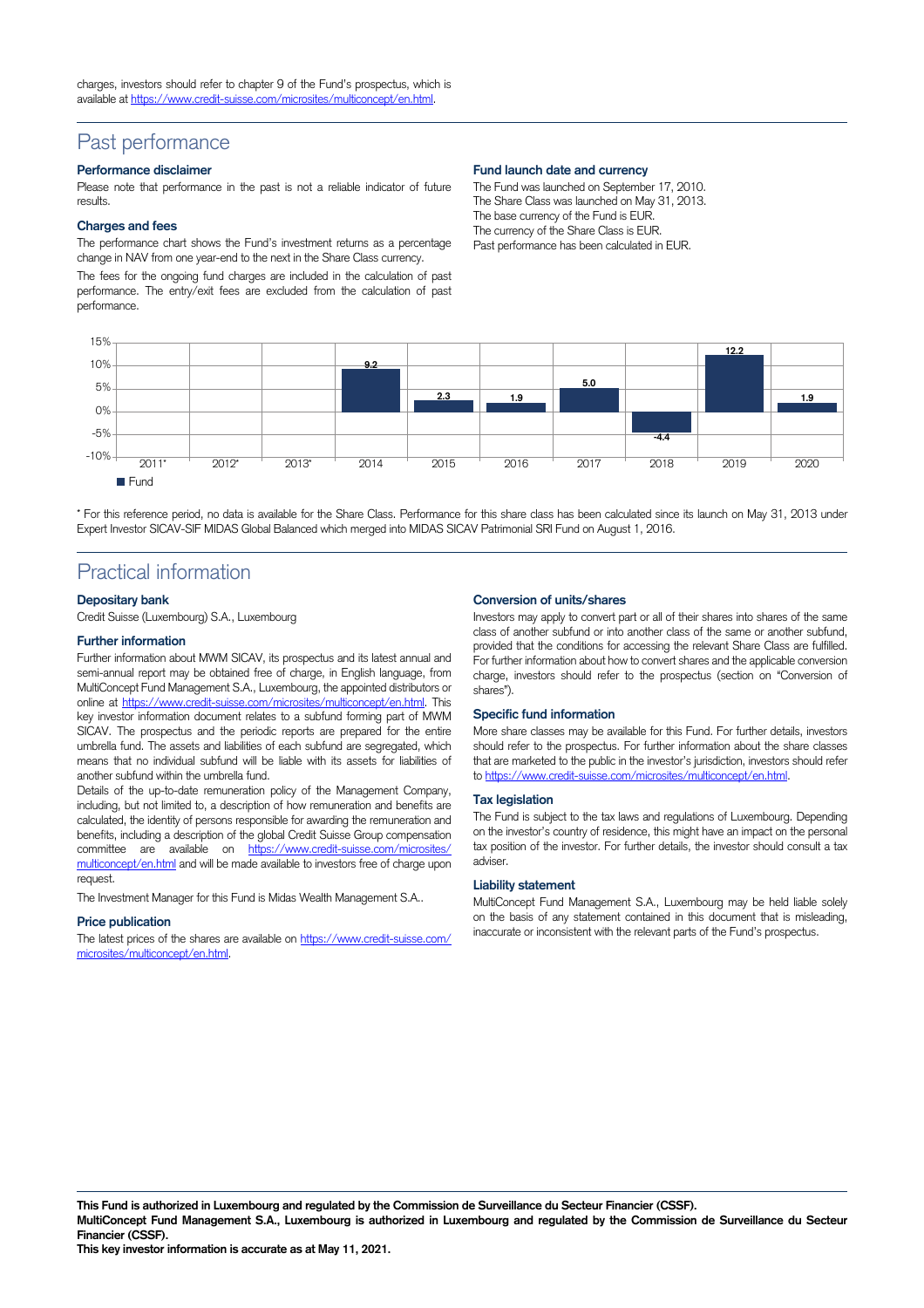charges, investors should refer to chapter 9 of the Fund's prospectus, which is available at https://www.credit-suisse.com/microsites/multiconcept/en.html.

## Past performance

### Performance disclaimer

Please note that performance in the past is not a reliable indicator of future results.

### Charges and fees

The performance chart shows the Fund's investment returns as a percentage change in NAV from one year-end to the next in the Share Class currency.

The fees for the ongoing fund charges are included in the calculation of past performance. The entry/exit fees are excluded from the calculation of past performance.

### Fund launch date and currency

The Fund was launched on September 17, 2010.
The Share Class was launched on May 31, 2013.
The base currency of the Fund is EUR.
The currency of the Share Class is EUR.
Past performance has been calculated in EUR.

15%
10%
5%
0%
-5%
-10%

9.2
2.3
1.9
5.0
-4.4
12.2
1.9

2011*
2012*
2013*
2014
2015
2016
2017
2018
2019
2020

Fund

* For this reference period, no data is available for the Share Class. Performance for this share class has been calculated since its launch on May 31, 2013 under Expert Investor SICAV-SIF MIDAS Global Balanced which merged into MIDAS SICAV Patrimonial SRI Fund on August 1, 2016.

## Practical information

### Depositary bank

Credit Suisse (Luxembourg) S.A., Luxembourg

### Further information

Further information about MWM SICAV, its prospectus and its latest annual and semi-annual report may be obtained free of charge, in English language, from MultiConcept Fund Management S.A., Luxembourg, the appointed distributors or online at https://www.credit-suisse.com/microsites/multiconcept/en.html. This key investor information document relates to a subfund forming part of MWM SICAV. The prospectus and the periodic reports are prepared for the entire umbrella fund. The assets and liabilities of each subfund are segregated, which means that no individual subfund will be liable with its assets for liabilities of another subfund within the umbrella fund.

Details of the up-to-date remuneration policy of the Management Company, including, but not limited to, a description of how remuneration and benefits are calculated, the identity of persons responsible for awarding the remuneration and benefits, including a description of the global Credit Suisse Group compensation committee are available on https://www.credit-suisse.com/microsites/multiconcept/en.html and will be made available to investors free of charge upon request.

The Investment Manager for this Fund is Midas Wealth Management S.A..

### Price publication

The latest prices of the shares are available on https://www.credit-suisse.com/microsites/multiconcept/en.html.

### Conversion of units/shares

Investors may apply to convert part or all of their shares into shares of the same class of another subfund or into another class of the same or another subfund, provided that the conditions for accessing the relevant Share Class are fulfilled. For further information about how to convert shares and the applicable conversion charge, investors should refer to the prospectus (section on "Conversion of shares").

### Specific fund information

More share classes may be available for this Fund. For further details, investors should refer to the prospectus. For further information about the share classes that are marketed to the public in the investor's jurisdiction, investors should refer to https://www.credit-suisse.com/microsites/multiconcept/en.html.

### Tax legislation

The Fund is subject to the tax laws and regulations of Luxembourg. Depending on the investor's country of residence, this might have an impact on the personal tax position of the investor. For further details, the investor should consult a tax adviser.

### Liability statement

MultiConcept Fund Management S.A., Luxembourg may be held liable solely on the basis of any statement contained in this document that is misleading, inaccurate or inconsistent with the relevant parts of the Fund's prospectus.

**This Fund is authorized in Luxembourg and regulated by the Commission de Surveillance du Secteur Financier (CSSF).**
**MultiConcept Fund Management S.A., Luxembourg is authorized in Luxembourg and regulated by the Commission de Surveillance du Secteur Financier (CSSF).**
**This key investor information is accurate as at May 11, 2021.**